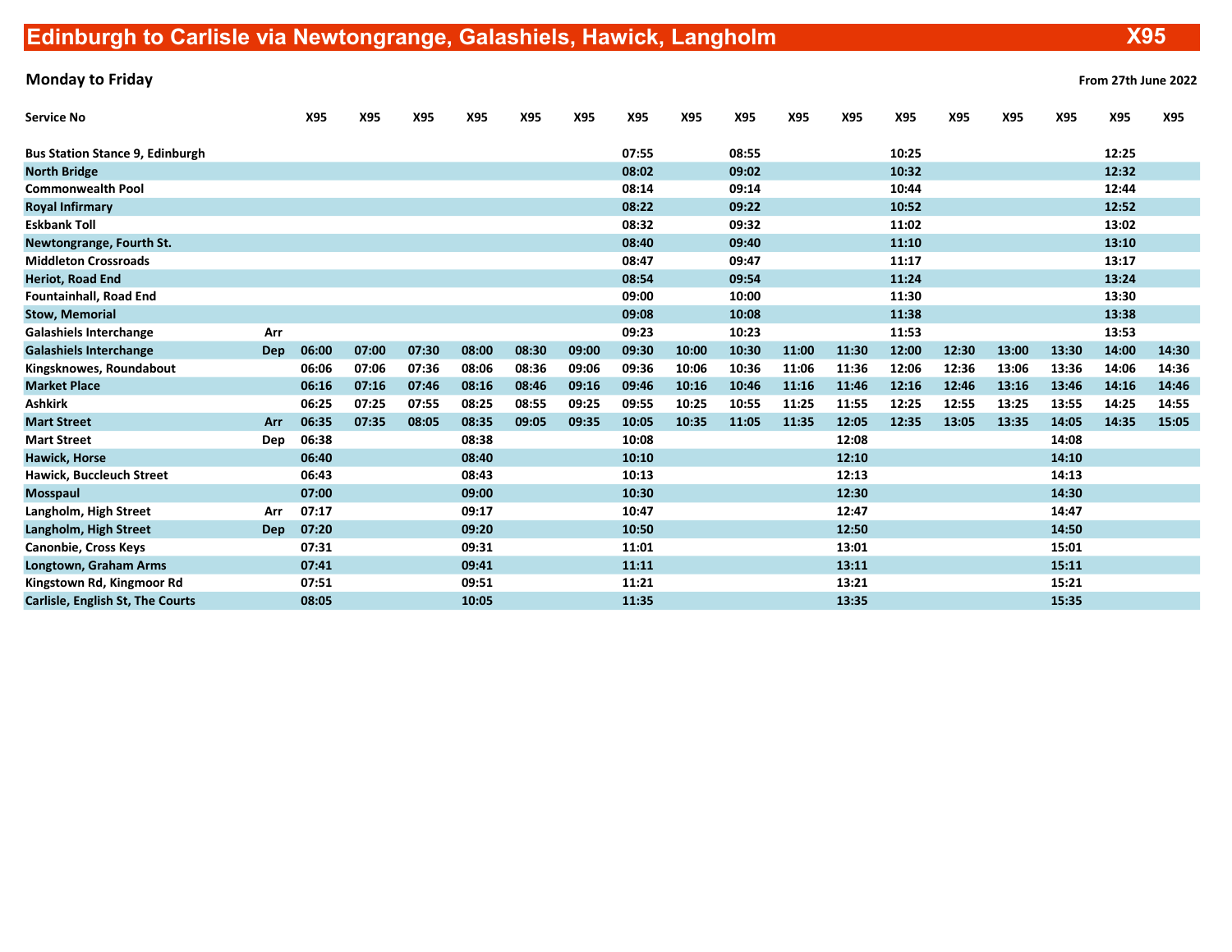# Edinburgh to Carlisle via Newtongrange, Galashiels, Hawick, Langholm — X95

**Monday to Friday** — **From 27th June 2022**

| Service No | | X95 | X95 | X95 | X95 | X95 | X95 | X95 | X95 | X95 | X95 | X95 | X95 | X95 | X95 | X95 | X95 | X95 |
|---|---|---|---|---|---|---|---|---|---|---|---|---|---|---|---|---|---|---|
| Bus Station Stance 9, Edinburgh | | | | | | | | 07:55 | | 08:55 | | | 10:25 | | | | 12:25 | |
| North Bridge | | | | | | | | 08:02 | | 09:02 | | | 10:32 | | | | 12:32 | |
| Commonwealth Pool | | | | | | | | 08:14 | | 09:14 | | | 10:44 | | | | 12:44 | |
| Royal Infirmary | | | | | | | | 08:22 | | 09:22 | | | 10:52 | | | | 12:52 | |
| Eskbank Toll | | | | | | | | 08:32 | | 09:32 | | | 11:02 | | | | 13:02 | |
| Newtongrange, Fourth St. | | | | | | | | 08:40 | | 09:40 | | | 11:10 | | | | 13:10 | |
| Middleton Crossroads | | | | | | | | 08:47 | | 09:47 | | | 11:17 | | | | 13:17 | |
| Heriot, Road End | | | | | | | | 08:54 | | 09:54 | | | 11:24 | | | | 13:24 | |
| Fountainhall, Road End | | | | | | | | 09:00 | | 10:00 | | | 11:30 | | | | 13:30 | |
| Stow, Memorial | | | | | | | | 09:08 | | 10:08 | | | 11:38 | | | | 13:38 | |
| Galashiels Interchange | Arr | | | | | | | 09:23 | | 10:23 | | | 11:53 | | | | 13:53 | |
| Galashiels Interchange | Dep | 06:00 | 07:00 | 07:30 | 08:00 | 08:30 | 09:00 | 09:30 | 10:00 | 10:30 | 11:00 | 11:30 | 12:00 | 12:30 | 13:00 | 13:30 | 14:00 | 14:30 |
| Kingsknowes, Roundabout | | 06:06 | 07:06 | 07:36 | 08:06 | 08:36 | 09:06 | 09:36 | 10:06 | 10:36 | 11:06 | 11:36 | 12:06 | 12:36 | 13:06 | 13:36 | 14:06 | 14:36 |
| Market Place | | 06:16 | 07:16 | 07:46 | 08:16 | 08:46 | 09:16 | 09:46 | 10:16 | 10:46 | 11:16 | 11:46 | 12:16 | 12:46 | 13:16 | 13:46 | 14:16 | 14:46 |
| Ashkirk | | 06:25 | 07:25 | 07:55 | 08:25 | 08:55 | 09:25 | 09:55 | 10:25 | 10:55 | 11:25 | 11:55 | 12:25 | 12:55 | 13:25 | 13:55 | 14:25 | 14:55 |
| Mart Street | Arr | 06:35 | 07:35 | 08:05 | 08:35 | 09:05 | 09:35 | 10:05 | 10:35 | 11:05 | 11:35 | 12:05 | 12:35 | 13:05 | 13:35 | 14:05 | 14:35 | 15:05 |
| Mart Street | Dep | 06:38 | | | 08:38 | | | 10:08 | | | | 12:08 | | | | 14:08 | | |
| Hawick, Horse | | 06:40 | | | 08:40 | | | 10:10 | | | | 12:10 | | | | 14:10 | | |
| Hawick, Buccleuch Street | | 06:43 | | | 08:43 | | | 10:13 | | | | 12:13 | | | | 14:13 | | |
| Mosspaul | | 07:00 | | | 09:00 | | | 10:30 | | | | 12:30 | | | | 14:30 | | |
| Langholm, High Street | Arr | 07:17 | | | 09:17 | | | 10:47 | | | | 12:47 | | | | 14:47 | | |
| Langholm, High Street | Dep | 07:20 | | | 09:20 | | | 10:50 | | | | 12:50 | | | | 14:50 | | |
| Canonbie, Cross Keys | | 07:31 | | | 09:31 | | | 11:01 | | | | 13:01 | | | | 15:01 | | |
| Longtown, Graham Arms | | 07:41 | | | 09:41 | | | 11:11 | | | | 13:11 | | | | 15:11 | | |
| Kingstown Rd, Kingmoor Rd | | 07:51 | | | 09:51 | | | 11:21 | | | | 13:21 | | | | 15:21 | | |
| Carlisle, English St, The Courts | | 08:05 | | | 10:05 | | | 11:35 | | | | 13:35 | | | | 15:35 | | |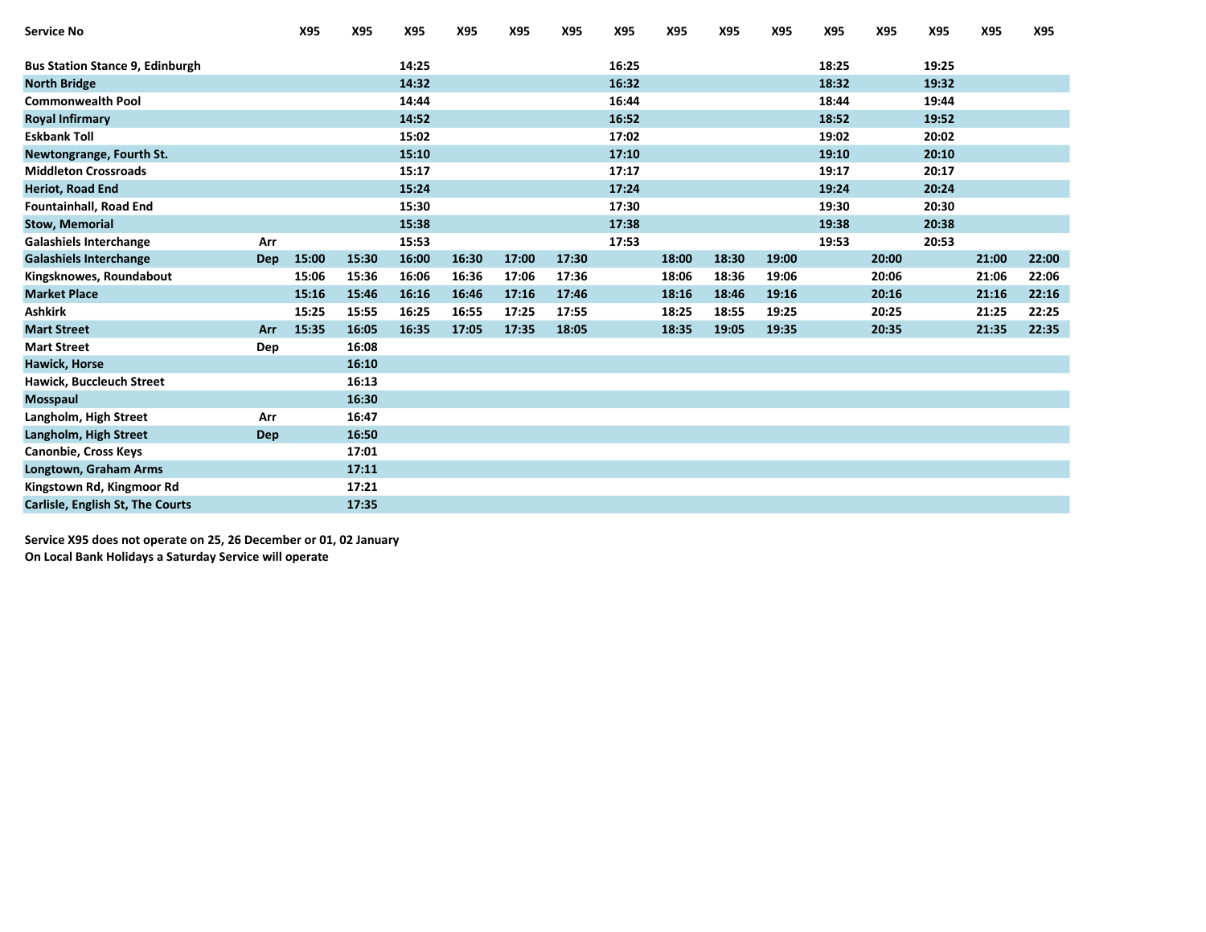| Service No | | X95 | X95 | X95 | X95 | X95 | X95 | X95 | X95 | X95 | X95 | X95 | X95 | X95 | X95 | X95 |
|---|---|---|---|---|---|---|---|---|---|---|---|---|---|---|---|---|
| Bus Station Stance 9, Edinburgh | | | | 14:25 | | | | 16:25 | | | | 18:25 | | 19:25 | | |
| North Bridge | | | | 14:32 | | | | 16:32 | | | | 18:32 | | 19:32 | | |
| Commonwealth Pool | | | | 14:44 | | | | 16:44 | | | | 18:44 | | 19:44 | | |
| Royal Infirmary | | | | 14:52 | | | | 16:52 | | | | 18:52 | | 19:52 | | |
| Eskbank Toll | | | | 15:02 | | | | 17:02 | | | | 19:02 | | 20:02 | | |
| Newtongrange, Fourth St. | | | | 15:10 | | | | 17:10 | | | | 19:10 | | 20:10 | | |
| Middleton Crossroads | | | | 15:17 | | | | 17:17 | | | | 19:17 | | 20:17 | | |
| Heriot, Road End | | | | 15:24 | | | | 17:24 | | | | 19:24 | | 20:24 | | |
| Fountainhall, Road End | | | | 15:30 | | | | 17:30 | | | | 19:30 | | 20:30 | | |
| Stow, Memorial | | | | 15:38 | | | | 17:38 | | | | 19:38 | | 20:38 | | |
| Galashiels Interchange | Arr | | | 15:53 | | | | 17:53 | | | | 19:53 | | 20:53 | | |
| Galashiels Interchange | Dep | 15:00 | 15:30 | 16:00 | 16:30 | 17:00 | 17:30 | | 18:00 | 18:30 | 19:00 | | 20:00 | | 21:00 | 22:00 |
| Kingsknowes, Roundabout | | 15:06 | 15:36 | 16:06 | 16:36 | 17:06 | 17:36 | | 18:06 | 18:36 | 19:06 | | 20:06 | | 21:06 | 22:06 |
| Market Place | | 15:16 | 15:46 | 16:16 | 16:46 | 17:16 | 17:46 | | 18:16 | 18:46 | 19:16 | | 20:16 | | 21:16 | 22:16 |
| Ashkirk | | 15:25 | 15:55 | 16:25 | 16:55 | 17:25 | 17:55 | | 18:25 | 18:55 | 19:25 | | 20:25 | | 21:25 | 22:25 |
| Mart Street | Arr | 15:35 | 16:05 | 16:35 | 17:05 | 17:35 | 18:05 | | 18:35 | 19:05 | 19:35 | | 20:35 | | 21:35 | 22:35 |
| Mart Street | Dep | | 16:08 | | | | | | | | | | | | | |
| Hawick, Horse | | | 16:10 | | | | | | | | | | | | | |
| Hawick, Buccleuch Street | | | 16:13 | | | | | | | | | | | | | |
| Mosspaul | | | 16:30 | | | | | | | | | | | | | |
| Langholm, High Street | Arr | | 16:47 | | | | | | | | | | | | | |
| Langholm, High Street | Dep | | 16:50 | | | | | | | | | | | | | |
| Canonbie, Cross Keys | | | 17:01 | | | | | | | | | | | | | |
| Longtown, Graham Arms | | | 17:11 | | | | | | | | | | | | | |
| Kingstown Rd, Kingmoor Rd | | | 17:21 | | | | | | | | | | | | | |
| Carlisle, English St, The Courts | | | 17:35 | | | | | | | | | | | | | |

**Service X95 does not operate on 25, 26 December or 01, 02 January**

**On Local Bank Holidays a Saturday Service will operate**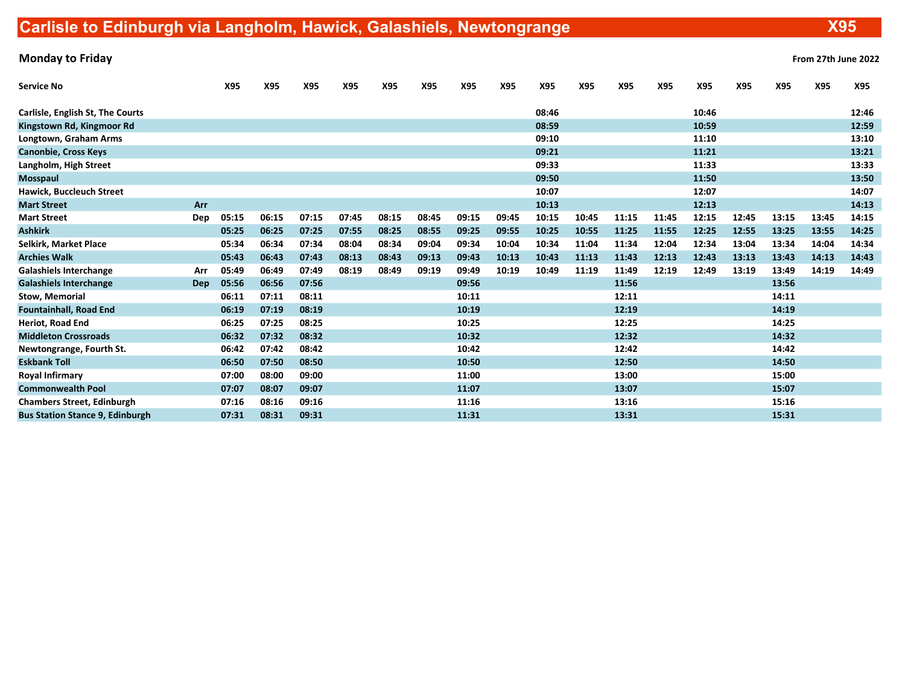# Carlisle to Edinburgh via Langholm, Hawick, Galashiels, Newtongrange X95

**Monday to Friday** — From 27th June 2022

| Service No | | X95 | X95 | X95 | X95 | X95 | X95 | X95 | X95 | X95 | X95 | X95 | X95 | X95 | X95 | X95 | X95 | X95 |
|---|---|---|---|---|---|---|---|---|---|---|---|---|---|---|---|---|---|---|
| Carlisle, English St, The Courts | | | | | | | | | | 08:46 | | | | 10:46 | | | | 12:46 |
| Kingstown Rd, Kingmoor Rd | | | | | | | | | | 08:59 | | | | 10:59 | | | | 12:59 |
| Longtown, Graham Arms | | | | | | | | | | 09:10 | | | | 11:10 | | | | 13:10 |
| Canonbie, Cross Keys | | | | | | | | | | 09:21 | | | | 11:21 | | | | 13:21 |
| Langholm, High Street | | | | | | | | | | 09:33 | | | | 11:33 | | | | 13:33 |
| Mosspaul | | | | | | | | | | 09:50 | | | | 11:50 | | | | 13:50 |
| Hawick, Buccleuch Street | | | | | | | | | | 10:07 | | | | 12:07 | | | | 14:07 |
| Mart Street | Arr | | | | | | | | | 10:13 | | | | 12:13 | | | | 14:13 |
| Mart Street | Dep | 05:15 | 06:15 | 07:15 | 07:45 | 08:15 | 08:45 | 09:15 | 09:45 | 10:15 | 10:45 | 11:15 | 11:45 | 12:15 | 12:45 | 13:15 | 13:45 | 14:15 |
| Ashkirk | | 05:25 | 06:25 | 07:25 | 07:55 | 08:25 | 08:55 | 09:25 | 09:55 | 10:25 | 10:55 | 11:25 | 11:55 | 12:25 | 12:55 | 13:25 | 13:55 | 14:25 |
| Selkirk, Market Place | | 05:34 | 06:34 | 07:34 | 08:04 | 08:34 | 09:04 | 09:34 | 10:04 | 10:34 | 11:04 | 11:34 | 12:04 | 12:34 | 13:04 | 13:34 | 14:04 | 14:34 |
| Archies Walk | | 05:43 | 06:43 | 07:43 | 08:13 | 08:43 | 09:13 | 09:43 | 10:13 | 10:43 | 11:13 | 11:43 | 12:13 | 12:43 | 13:13 | 13:43 | 14:13 | 14:43 |
| Galashiels Interchange | Arr | 05:49 | 06:49 | 07:49 | 08:19 | 08:49 | 09:19 | 09:49 | 10:19 | 10:49 | 11:19 | 11:49 | 12:19 | 12:49 | 13:19 | 13:49 | 14:19 | 14:49 |
| Galashiels Interchange | Dep | 05:56 | 06:56 | 07:56 | | | | 09:56 | | | | 11:56 | | | | 13:56 | | |
| Stow, Memorial | | 06:11 | 07:11 | 08:11 | | | | 10:11 | | | | 12:11 | | | | 14:11 | | |
| Fountainhall, Road End | | 06:19 | 07:19 | 08:19 | | | | 10:19 | | | | 12:19 | | | | 14:19 | | |
| Heriot, Road End | | 06:25 | 07:25 | 08:25 | | | | 10:25 | | | | 12:25 | | | | 14:25 | | |
| Middleton Crossroads | | 06:32 | 07:32 | 08:32 | | | | 10:32 | | | | 12:32 | | | | 14:32 | | |
| Newtongrange, Fourth St. | | 06:42 | 07:42 | 08:42 | | | | 10:42 | | | | 12:42 | | | | 14:42 | | |
| Eskbank Toll | | 06:50 | 07:50 | 08:50 | | | | 10:50 | | | | 12:50 | | | | 14:50 | | |
| Royal Infirmary | | 07:00 | 08:00 | 09:00 | | | | 11:00 | | | | 13:00 | | | | 15:00 | | |
| Commonwealth Pool | | 07:07 | 08:07 | 09:07 | | | | 11:07 | | | | 13:07 | | | | 15:07 | | |
| Chambers Street, Edinburgh | | 07:16 | 08:16 | 09:16 | | | | 11:16 | | | | 13:16 | | | | 15:16 | | |
| Bus Station Stance 9, Edinburgh | | 07:31 | 08:31 | 09:31 | | | | 11:31 | | | | 13:31 | | | | 15:31 | | |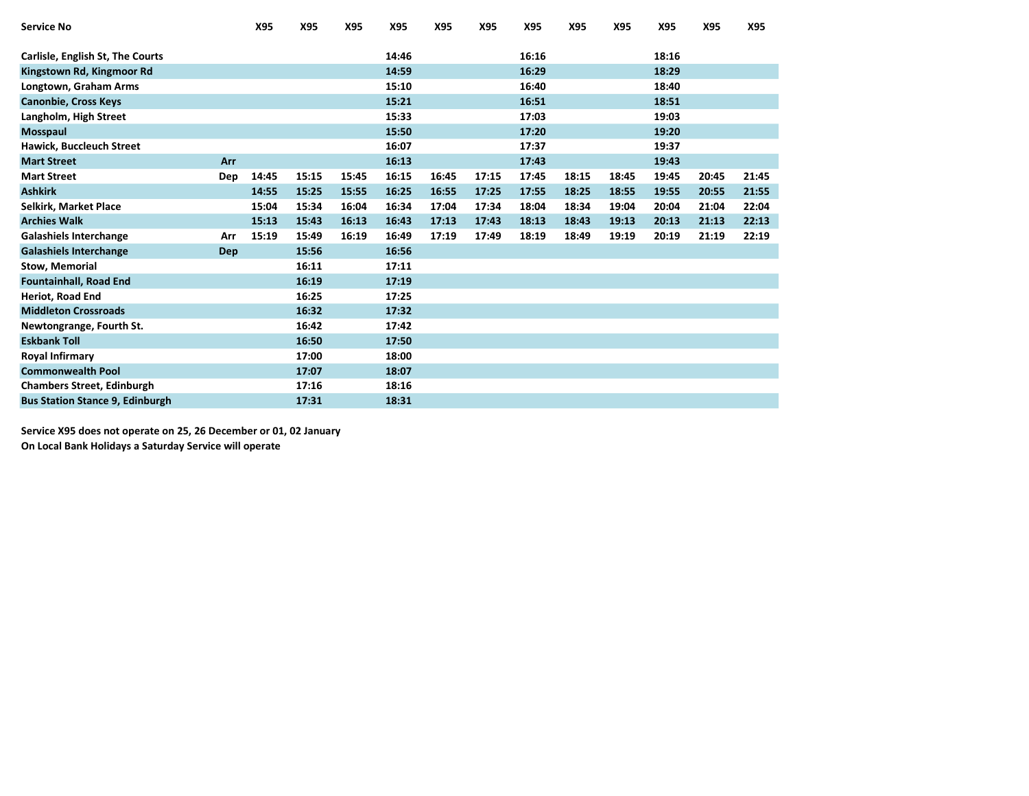| Service No | | X95 | X95 | X95 | X95 | X95 | X95 | X95 | X95 | X95 | X95 | X95 | X95 |
|---|---|---|---|---|---|---|---|---|---|---|---|---|---|
| Carlisle, English St, The Courts | | | | | 14:46 | | | 16:16 | | | 18:16 | | |
| Kingstown Rd, Kingmoor Rd | | | | | 14:59 | | | 16:29 | | | 18:29 | | |
| Longtown, Graham Arms | | | | | 15:10 | | | 16:40 | | | 18:40 | | |
| Canonbie, Cross Keys | | | | | 15:21 | | | 16:51 | | | 18:51 | | |
| Langholm, High Street | | | | | 15:33 | | | 17:03 | | | 19:03 | | |
| Mosspaul | | | | | 15:50 | | | 17:20 | | | 19:20 | | |
| Hawick, Buccleuch Street | | | | | 16:07 | | | 17:37 | | | 19:37 | | |
| Mart Street | Arr | | | | 16:13 | | | 17:43 | | | 19:43 | | |
| Mart Street | Dep | 14:45 | 15:15 | 15:45 | 16:15 | 16:45 | 17:15 | 17:45 | 18:15 | 18:45 | 19:45 | 20:45 | 21:45 |
| Ashkirk | | 14:55 | 15:25 | 15:55 | 16:25 | 16:55 | 17:25 | 17:55 | 18:25 | 18:55 | 19:55 | 20:55 | 21:55 |
| Selkirk, Market Place | | 15:04 | 15:34 | 16:04 | 16:34 | 17:04 | 17:34 | 18:04 | 18:34 | 19:04 | 20:04 | 21:04 | 22:04 |
| Archies Walk | | 15:13 | 15:43 | 16:13 | 16:43 | 17:13 | 17:43 | 18:13 | 18:43 | 19:13 | 20:13 | 21:13 | 22:13 |
| Galashiels Interchange | Arr | 15:19 | 15:49 | 16:19 | 16:49 | 17:19 | 17:49 | 18:19 | 18:49 | 19:19 | 20:19 | 21:19 | 22:19 |
| Galashiels Interchange | Dep | | 15:56 | | 16:56 | | | | | | | | |
| Stow, Memorial | | | 16:11 | | 17:11 | | | | | | | | |
| Fountainhall, Road End | | | 16:19 | | 17:19 | | | | | | | | |
| Heriot, Road End | | | 16:25 | | 17:25 | | | | | | | | |
| Middleton Crossroads | | | 16:32 | | 17:32 | | | | | | | | |
| Newtongrange, Fourth St. | | | 16:42 | | 17:42 | | | | | | | | |
| Eskbank Toll | | | 16:50 | | 17:50 | | | | | | | | |
| Royal Infirmary | | | 17:00 | | 18:00 | | | | | | | | |
| Commonwealth Pool | | | 17:07 | | 18:07 | | | | | | | | |
| Chambers Street, Edinburgh | | | 17:16 | | 18:16 | | | | | | | | |
| Bus Station Stance 9, Edinburgh | | | 17:31 | | 18:31 | | | | | | | | |

**Service X95 does not operate on 25, 26 December or 01, 02 January**

**On Local Bank Holidays a Saturday Service will operate**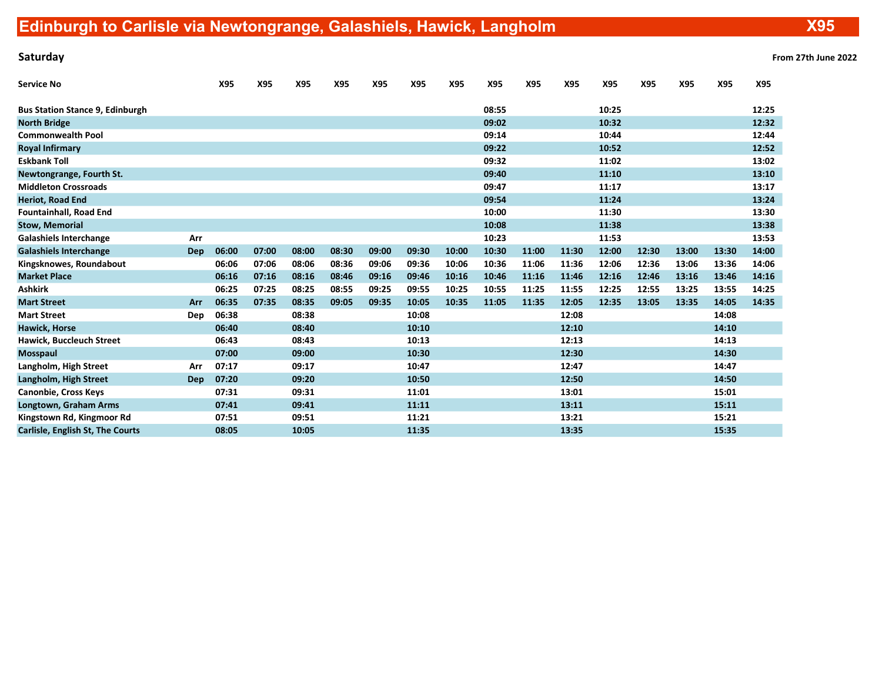# Edinburgh to Carlisle via Newtongrange, Galashiels, Hawick, Langholm — X95

**Saturday** — From 27th June 2022

| Service No | | X95 | X95 | X95 | X95 | X95 | X95 | X95 | X95 | X95 | X95 | X95 | X95 | X95 | X95 | X95 |
|---|---|---|---|---|---|---|---|---|---|---|---|---|---|---|---|---|
| Bus Station Stance 9, Edinburgh | | | | | | | | | 08:55 | | | 10:25 | | | | 12:25 |
| North Bridge | | | | | | | | | 09:02 | | | 10:32 | | | | 12:32 |
| Commonwealth Pool | | | | | | | | | 09:14 | | | 10:44 | | | | 12:44 |
| Royal Infirmary | | | | | | | | | 09:22 | | | 10:52 | | | | 12:52 |
| Eskbank Toll | | | | | | | | | 09:32 | | | 11:02 | | | | 13:02 |
| Newtongrange, Fourth St. | | | | | | | | | 09:40 | | | 11:10 | | | | 13:10 |
| Middleton Crossroads | | | | | | | | | 09:47 | | | 11:17 | | | | 13:17 |
| Heriot, Road End | | | | | | | | | 09:54 | | | 11:24 | | | | 13:24 |
| Fountainhall, Road End | | | | | | | | | 10:00 | | | 11:30 | | | | 13:30 |
| Stow, Memorial | | | | | | | | | 10:08 | | | 11:38 | | | | 13:38 |
| Galashiels Interchange | Arr | | | | | | | | 10:23 | | | 11:53 | | | | 13:53 |
| Galashiels Interchange | Dep | 06:00 | 07:00 | 08:00 | 08:30 | 09:00 | 09:30 | 10:00 | 10:30 | 11:00 | 11:30 | 12:00 | 12:30 | 13:00 | 13:30 | 14:00 |
| Kingsknowes, Roundabout | | 06:06 | 07:06 | 08:06 | 08:36 | 09:06 | 09:36 | 10:06 | 10:36 | 11:06 | 11:36 | 12:06 | 12:36 | 13:06 | 13:36 | 14:06 |
| Market Place | | 06:16 | 07:16 | 08:16 | 08:46 | 09:16 | 09:46 | 10:16 | 10:46 | 11:16 | 11:46 | 12:16 | 12:46 | 13:16 | 13:46 | 14:16 |
| Ashkirk | | 06:25 | 07:25 | 08:25 | 08:55 | 09:25 | 09:55 | 10:25 | 10:55 | 11:25 | 11:55 | 12:25 | 12:55 | 13:25 | 13:55 | 14:25 |
| Mart Street | Arr | 06:35 | 07:35 | 08:35 | 09:05 | 09:35 | 10:05 | 10:35 | 11:05 | 11:35 | 12:05 | 12:35 | 13:05 | 13:35 | 14:05 | 14:35 |
| Mart Street | Dep | 06:38 | | 08:38 | | | 10:08 | | | | 12:08 | | | | 14:08 | |
| Hawick, Horse | | 06:40 | | 08:40 | | | 10:10 | | | | 12:10 | | | | 14:10 | |
| Hawick, Buccleuch Street | | 06:43 | | 08:43 | | | 10:13 | | | | 12:13 | | | | 14:13 | |
| Mosspaul | | 07:00 | | 09:00 | | | 10:30 | | | | 12:30 | | | | 14:30 | |
| Langholm, High Street | Arr | 07:17 | | 09:17 | | | 10:47 | | | | 12:47 | | | | 14:47 | |
| Langholm, High Street | Dep | 07:20 | | 09:20 | | | 10:50 | | | | 12:50 | | | | 14:50 | |
| Canonbie, Cross Keys | | 07:31 | | 09:31 | | | 11:01 | | | | 13:01 | | | | 15:01 | |
| Longtown, Graham Arms | | 07:41 | | 09:41 | | | 11:11 | | | | 13:11 | | | | 15:11 | |
| Kingstown Rd, Kingmoor Rd | | 07:51 | | 09:51 | | | 11:21 | | | | 13:21 | | | | 15:21 | |
| Carlisle, English St, The Courts | | 08:05 | | 10:05 | | | 11:35 | | | | 13:35 | | | | 15:35 | |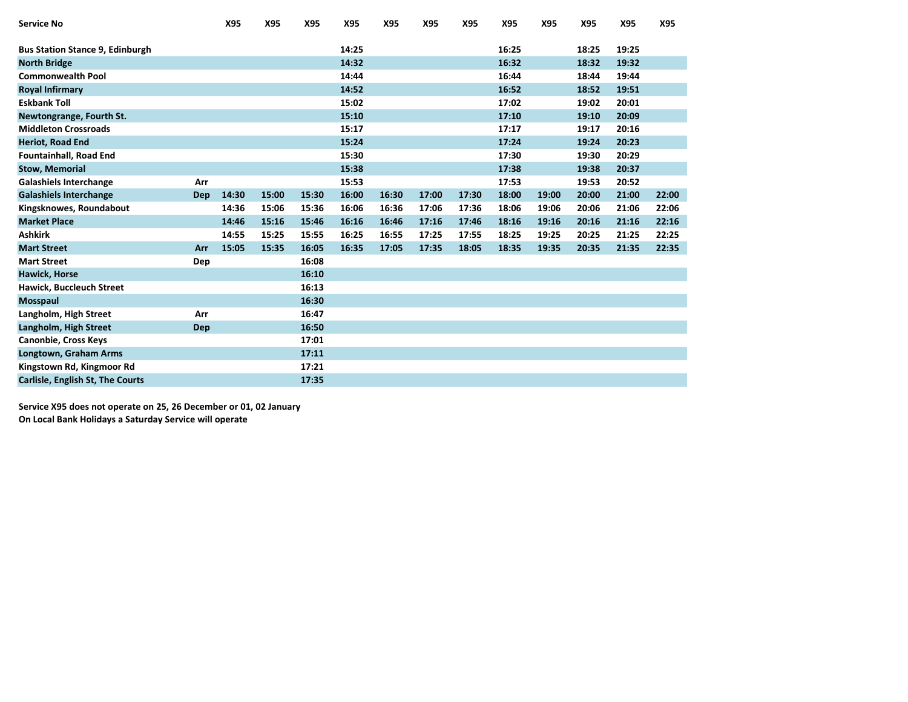| Service No | | X95 | X95 | X95 | X95 | X95 | X95 | X95 | X95 | X95 | X95 | X95 | X95 |
|---|---|---|---|---|---|---|---|---|---|---|---|---|---|
| Bus Station Stance 9, Edinburgh | | | | | 14:25 | | | | 16:25 | | 18:25 | 19:25 | |
| North Bridge | | | | | 14:32 | | | | 16:32 | | 18:32 | 19:32 | |
| Commonwealth Pool | | | | | 14:44 | | | | 16:44 | | 18:44 | 19:44 | |
| Royal Infirmary | | | | | 14:52 | | | | 16:52 | | 18:52 | 19:51 | |
| Eskbank Toll | | | | | 15:02 | | | | 17:02 | | 19:02 | 20:01 | |
| Newtongrange, Fourth St. | | | | | 15:10 | | | | 17:10 | | 19:10 | 20:09 | |
| Middleton Crossroads | | | | | 15:17 | | | | 17:17 | | 19:17 | 20:16 | |
| Heriot, Road End | | | | | 15:24 | | | | 17:24 | | 19:24 | 20:23 | |
| Fountainhall, Road End | | | | | 15:30 | | | | 17:30 | | 19:30 | 20:29 | |
| Stow, Memorial | | | | | 15:38 | | | | 17:38 | | 19:38 | 20:37 | |
| Galashiels Interchange | Arr | | | | 15:53 | | | | 17:53 | | 19:53 | 20:52 | |
| Galashiels Interchange | Dep | 14:30 | 15:00 | 15:30 | 16:00 | 16:30 | 17:00 | 17:30 | 18:00 | 19:00 | 20:00 | 21:00 | 22:00 |
| Kingsknowes, Roundabout | | 14:36 | 15:06 | 15:36 | 16:06 | 16:36 | 17:06 | 17:36 | 18:06 | 19:06 | 20:06 | 21:06 | 22:06 |
| Market Place | | 14:46 | 15:16 | 15:46 | 16:16 | 16:46 | 17:16 | 17:46 | 18:16 | 19:16 | 20:16 | 21:16 | 22:16 |
| Ashkirk | | 14:55 | 15:25 | 15:55 | 16:25 | 16:55 | 17:25 | 17:55 | 18:25 | 19:25 | 20:25 | 21:25 | 22:25 |
| Mart Street | Arr | 15:05 | 15:35 | 16:05 | 16:35 | 17:05 | 17:35 | 18:05 | 18:35 | 19:35 | 20:35 | 21:35 | 22:35 |
| Mart Street | Dep | | | 16:08 | | | | | | | | | |
| Hawick, Horse | | | | 16:10 | | | | | | | | | |
| Hawick, Buccleuch Street | | | | 16:13 | | | | | | | | | |
| Mosspaul | | | | 16:30 | | | | | | | | | |
| Langholm, High Street | Arr | | | 16:47 | | | | | | | | | |
| Langholm, High Street | Dep | | | 16:50 | | | | | | | | | |
| Canonbie, Cross Keys | | | | 17:01 | | | | | | | | | |
| Longtown, Graham Arms | | | | 17:11 | | | | | | | | | |
| Kingstown Rd, Kingmoor Rd | | | | 17:21 | | | | | | | | | |
| Carlisle, English St, The Courts | | | | 17:35 | | | | | | | | | |

**Service X95 does not operate on 25, 26 December or 01, 02 January**
**On Local Bank Holidays a Saturday Service will operate**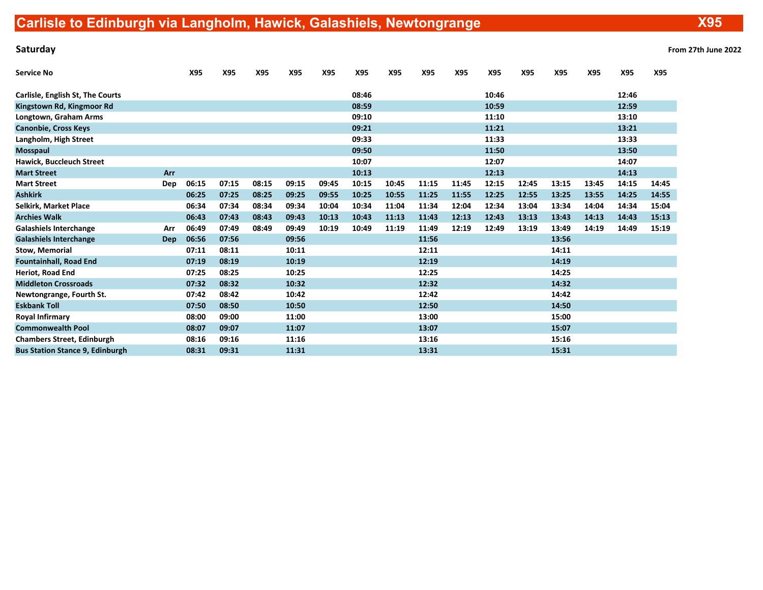# Carlisle to Edinburgh via Langholm, Hawick, Galashiels, Newtongrange X95

**Saturday** — **From 27th June 2022**

| Service No | | X95 | X95 | X95 | X95 | X95 | X95 | X95 | X95 | X95 | X95 | X95 | X95 | X95 | X95 | X95 |
|---|---|---|---|---|---|---|---|---|---|---|---|---|---|---|---|---|
| Carlisle, English St, The Courts | | | | | | | 08:46 | | | | 10:46 | | | | 12:46 | |
| Kingstown Rd, Kingmoor Rd | | | | | | | 08:59 | | | | 10:59 | | | | 12:59 | |
| Longtown, Graham Arms | | | | | | | 09:10 | | | | 11:10 | | | | 13:10 | |
| Canonbie, Cross Keys | | | | | | | 09:21 | | | | 11:21 | | | | 13:21 | |
| Langholm, High Street | | | | | | | 09:33 | | | | 11:33 | | | | 13:33 | |
| Mosspaul | | | | | | | 09:50 | | | | 11:50 | | | | 13:50 | |
| Hawick, Buccleuch Street | | | | | | | 10:07 | | | | 12:07 | | | | 14:07 | |
| Mart Street | Arr | | | | | | 10:13 | | | | 12:13 | | | | 14:13 | |
| Mart Street | Dep | 06:15 | 07:15 | 08:15 | 09:15 | 09:45 | 10:15 | 10:45 | 11:15 | 11:45 | 12:15 | 12:45 | 13:15 | 13:45 | 14:15 | 14:45 |
| Ashkirk | | 06:25 | 07:25 | 08:25 | 09:25 | 09:55 | 10:25 | 10:55 | 11:25 | 11:55 | 12:25 | 12:55 | 13:25 | 13:55 | 14:25 | 14:55 |
| Selkirk, Market Place | | 06:34 | 07:34 | 08:34 | 09:34 | 10:04 | 10:34 | 11:04 | 11:34 | 12:04 | 12:34 | 13:04 | 13:34 | 14:04 | 14:34 | 15:04 |
| Archies Walk | | 06:43 | 07:43 | 08:43 | 09:43 | 10:13 | 10:43 | 11:13 | 11:43 | 12:13 | 12:43 | 13:13 | 13:43 | 14:13 | 14:43 | 15:13 |
| Galashiels Interchange | Arr | 06:49 | 07:49 | 08:49 | 09:49 | 10:19 | 10:49 | 11:19 | 11:49 | 12:19 | 12:49 | 13:19 | 13:49 | 14:19 | 14:49 | 15:19 |
| Galashiels Interchange | Dep | 06:56 | 07:56 | | 09:56 | | | | 11:56 | | | | 13:56 | | | |
| Stow, Memorial | | 07:11 | 08:11 | | 10:11 | | | | 12:11 | | | | 14:11 | | | |
| Fountainhall, Road End | | 07:19 | 08:19 | | 10:19 | | | | 12:19 | | | | 14:19 | | | |
| Heriot, Road End | | 07:25 | 08:25 | | 10:25 | | | | 12:25 | | | | 14:25 | | | |
| Middleton Crossroads | | 07:32 | 08:32 | | 10:32 | | | | 12:32 | | | | 14:32 | | | |
| Newtongrange, Fourth St. | | 07:42 | 08:42 | | 10:42 | | | | 12:42 | | | | 14:42 | | | |
| Eskbank Toll | | 07:50 | 08:50 | | 10:50 | | | | 12:50 | | | | 14:50 | | | |
| Royal Infirmary | | 08:00 | 09:00 | | 11:00 | | | | 13:00 | | | | 15:00 | | | |
| Commonwealth Pool | | 08:07 | 09:07 | | 11:07 | | | | 13:07 | | | | 15:07 | | | |
| Chambers Street, Edinburgh | | 08:16 | 09:16 | | 11:16 | | | | 13:16 | | | | 15:16 | | | |
| Bus Station Stance 9, Edinburgh | | 08:31 | 09:31 | | 11:31 | | | | 13:31 | | | | 15:31 | | | |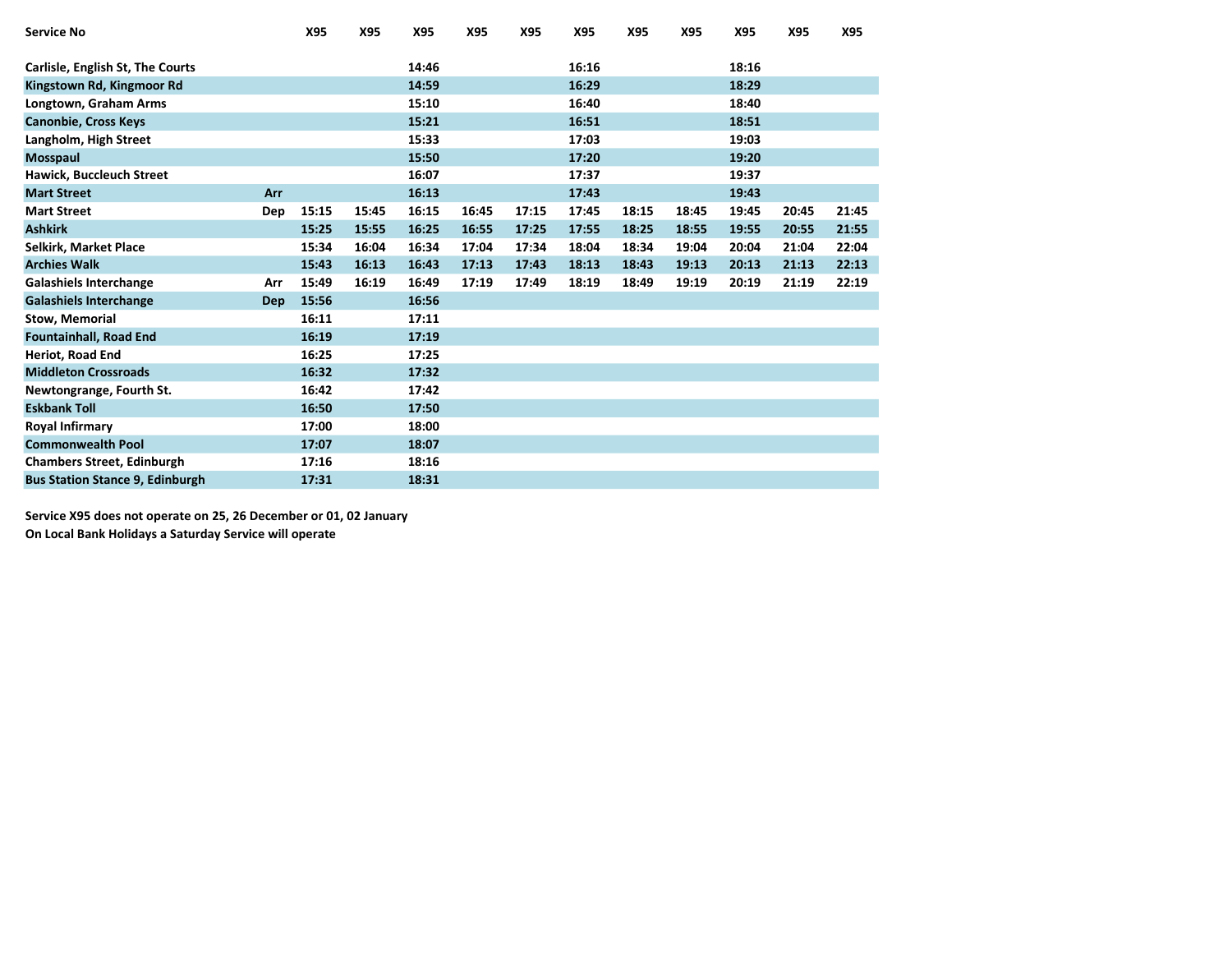| Service No | | X95 | X95 | X95 | X95 | X95 | X95 | X95 | X95 | X95 | X95 | X95 |
|---|---|---|---|---|---|---|---|---|---|---|---|---|
| Carlisle, English St, The Courts | | | | 14:46 | | | 16:16 | | | 18:16 | | |
| Kingstown Rd, Kingmoor Rd | | | | 14:59 | | | 16:29 | | | 18:29 | | |
| Longtown, Graham Arms | | | | 15:10 | | | 16:40 | | | 18:40 | | |
| Canonbie, Cross Keys | | | | 15:21 | | | 16:51 | | | 18:51 | | |
| Langholm, High Street | | | | 15:33 | | | 17:03 | | | 19:03 | | |
| Mosspaul | | | | 15:50 | | | 17:20 | | | 19:20 | | |
| Hawick, Buccleuch Street | | | | 16:07 | | | 17:37 | | | 19:37 | | |
| Mart Street | Arr | | | 16:13 | | | 17:43 | | | 19:43 | | |
| Mart Street | Dep | 15:15 | 15:45 | 16:15 | 16:45 | 17:15 | 17:45 | 18:15 | 18:45 | 19:45 | 20:45 | 21:45 |
| Ashkirk | | 15:25 | 15:55 | 16:25 | 16:55 | 17:25 | 17:55 | 18:25 | 18:55 | 19:55 | 20:55 | 21:55 |
| Selkirk, Market Place | | 15:34 | 16:04 | 16:34 | 17:04 | 17:34 | 18:04 | 18:34 | 19:04 | 20:04 | 21:04 | 22:04 |
| Archies Walk | | 15:43 | 16:13 | 16:43 | 17:13 | 17:43 | 18:13 | 18:43 | 19:13 | 20:13 | 21:13 | 22:13 |
| Galashiels Interchange | Arr | 15:49 | 16:19 | 16:49 | 17:19 | 17:49 | 18:19 | 18:49 | 19:19 | 20:19 | 21:19 | 22:19 |
| Galashiels Interchange | Dep | 15:56 | | 16:56 | | | | | | | | |
| Stow, Memorial | | 16:11 | | 17:11 | | | | | | | | |
| Fountainhall, Road End | | 16:19 | | 17:19 | | | | | | | | |
| Heriot, Road End | | 16:25 | | 17:25 | | | | | | | | |
| Middleton Crossroads | | 16:32 | | 17:32 | | | | | | | | |
| Newtongrange, Fourth St. | | 16:42 | | 17:42 | | | | | | | | |
| Eskbank Toll | | 16:50 | | 17:50 | | | | | | | | |
| Royal Infirmary | | 17:00 | | 18:00 | | | | | | | | |
| Commonwealth Pool | | 17:07 | | 18:07 | | | | | | | | |
| Chambers Street, Edinburgh | | 17:16 | | 18:16 | | | | | | | | |
| Bus Station Stance 9, Edinburgh | | 17:31 | | 18:31 | | | | | | | | |

**Service X95 does not operate on 25, 26 December or 01, 02 January**

**On Local Bank Holidays a Saturday Service will operate**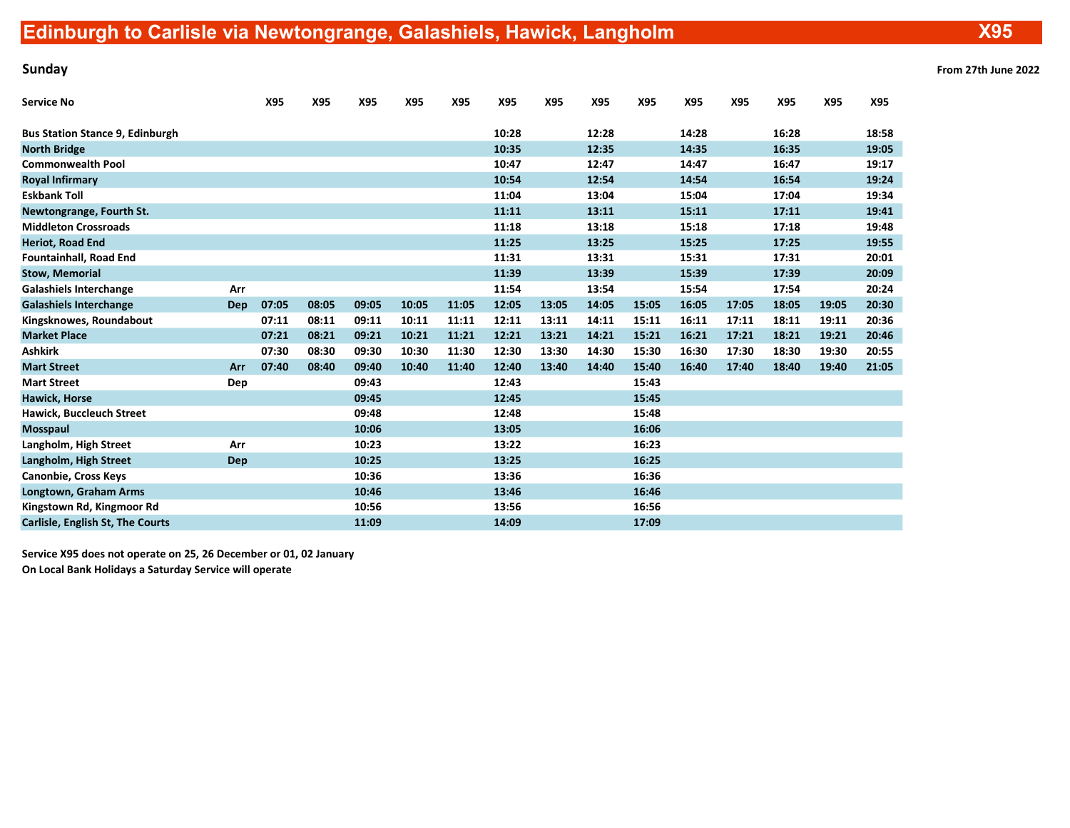# Edinburgh to Carlisle via Newtongrange, Galashiels, Hawick, Langholm — X95

**Sunday** — **From 27th June 2022**

| Service No | | X95 | X95 | X95 | X95 | X95 | X95 | X95 | X95 | X95 | X95 | X95 | X95 | X95 | X95 |
|---|---|---|---|---|---|---|---|---|---|---|---|---|---|---|---|
| Bus Station Stance 9, Edinburgh | | | | | | | 10:28 | | 12:28 | | 14:28 | | 16:28 | | 18:58 |
| North Bridge | | | | | | | 10:35 | | 12:35 | | 14:35 | | 16:35 | | 19:05 |
| Commonwealth Pool | | | | | | | 10:47 | | 12:47 | | 14:47 | | 16:47 | | 19:17 |
| Royal Infirmary | | | | | | | 10:54 | | 12:54 | | 14:54 | | 16:54 | | 19:24 |
| Eskbank Toll | | | | | | | 11:04 | | 13:04 | | 15:04 | | 17:04 | | 19:34 |
| Newtongrange, Fourth St. | | | | | | | 11:11 | | 13:11 | | 15:11 | | 17:11 | | 19:41 |
| Middleton Crossroads | | | | | | | 11:18 | | 13:18 | | 15:18 | | 17:18 | | 19:48 |
| Heriot, Road End | | | | | | | 11:25 | | 13:25 | | 15:25 | | 17:25 | | 19:55 |
| Fountainhall, Road End | | | | | | | 11:31 | | 13:31 | | 15:31 | | 17:31 | | 20:01 |
| Stow, Memorial | | | | | | | 11:39 | | 13:39 | | 15:39 | | 17:39 | | 20:09 |
| Galashiels Interchange | Arr | | | | | | 11:54 | | 13:54 | | 15:54 | | 17:54 | | 20:24 |
| Galashiels Interchange | Dep | 07:05 | 08:05 | 09:05 | 10:05 | 11:05 | 12:05 | 13:05 | 14:05 | 15:05 | 16:05 | 17:05 | 18:05 | 19:05 | 20:30 |
| Kingsknowes, Roundabout | | 07:11 | 08:11 | 09:11 | 10:11 | 11:11 | 12:11 | 13:11 | 14:11 | 15:11 | 16:11 | 17:11 | 18:11 | 19:11 | 20:36 |
| Market Place | | 07:21 | 08:21 | 09:21 | 10:21 | 11:21 | 12:21 | 13:21 | 14:21 | 15:21 | 16:21 | 17:21 | 18:21 | 19:21 | 20:46 |
| Ashkirk | | 07:30 | 08:30 | 09:30 | 10:30 | 11:30 | 12:30 | 13:30 | 14:30 | 15:30 | 16:30 | 17:30 | 18:30 | 19:30 | 20:55 |
| Mart Street | Arr | 07:40 | 08:40 | 09:40 | 10:40 | 11:40 | 12:40 | 13:40 | 14:40 | 15:40 | 16:40 | 17:40 | 18:40 | 19:40 | 21:05 |
| Mart Street | Dep | | | 09:43 | | | 12:43 | | | 15:43 | | | | | |
| Hawick, Horse | | | | 09:45 | | | 12:45 | | | 15:45 | | | | | |
| Hawick, Buccleuch Street | | | | 09:48 | | | 12:48 | | | 15:48 | | | | | |
| Mosspaul | | | | 10:06 | | | 13:05 | | | 16:06 | | | | | |
| Langholm, High Street | Arr | | | 10:23 | | | 13:22 | | | 16:23 | | | | | |
| Langholm, High Street | Dep | | | 10:25 | | | 13:25 | | | 16:25 | | | | | |
| Canonbie, Cross Keys | | | | 10:36 | | | 13:36 | | | 16:36 | | | | | |
| Longtown, Graham Arms | | | | 10:46 | | | 13:46 | | | 16:46 | | | | | |
| Kingstown Rd, Kingmoor Rd | | | | 10:56 | | | 13:56 | | | 16:56 | | | | | |
| Carlisle, English St, The Courts | | | | 11:09 | | | 14:09 | | | 17:09 | | | | | |

**Service X95 does not operate on 25, 26 December or 01, 02 January**

**On Local Bank Holidays a Saturday Service will operate**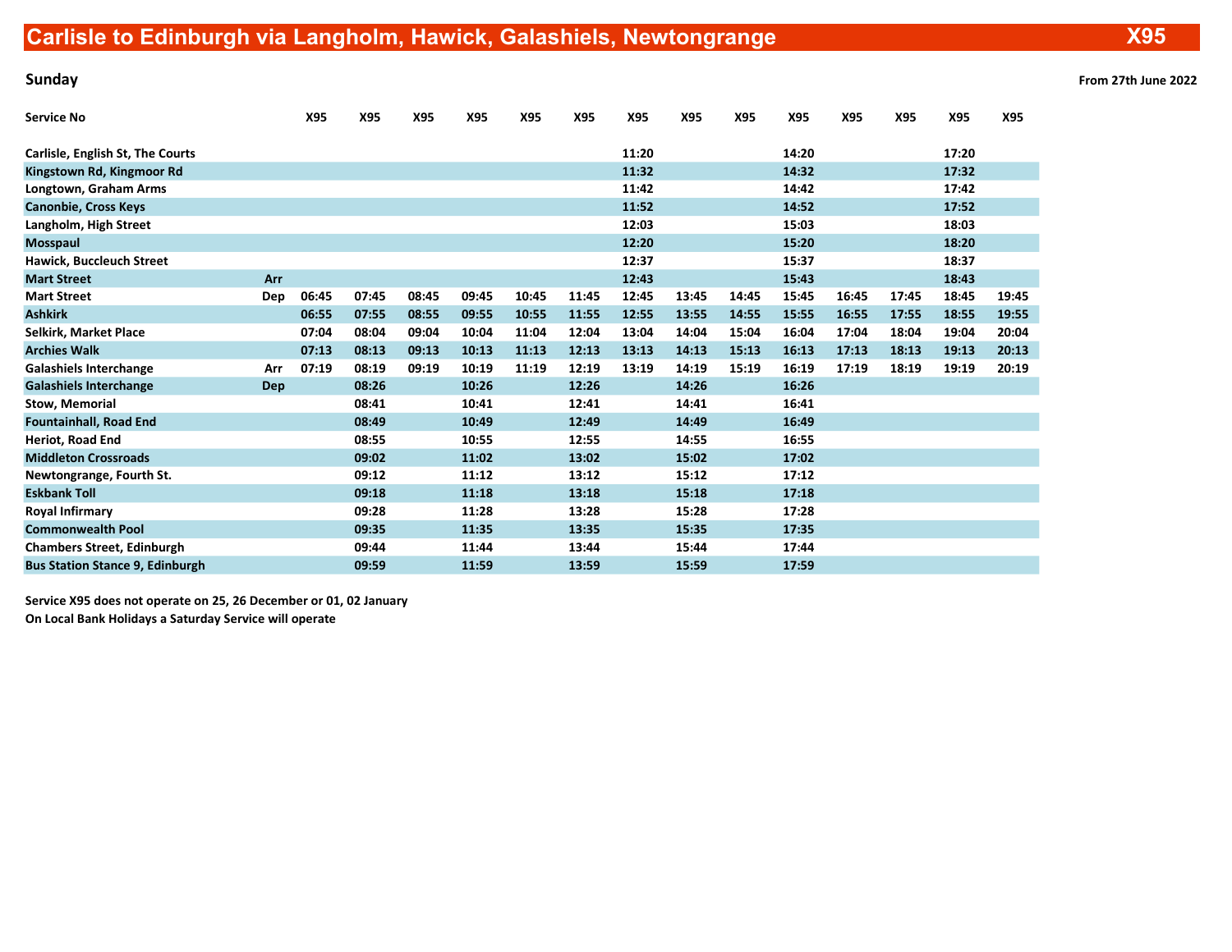# Carlisle to Edinburgh via Langholm, Hawick, Galashiels, Newtongrange — X95

**Sunday** — From 27th June 2022

| Service No | | X95 | X95 | X95 | X95 | X95 | X95 | X95 | X95 | X95 | X95 | X95 | X95 | X95 | X95 |
|---|---|---|---|---|---|---|---|---|---|---|---|---|---|---|---|
| Carlisle, English St, The Courts | | | | | | | | 11:20 | | | 14:20 | | | 17:20 | |
| Kingstown Rd, Kingmoor Rd | | | | | | | | 11:32 | | | 14:32 | | | 17:32 | |
| Longtown, Graham Arms | | | | | | | | 11:42 | | | 14:42 | | | 17:42 | |
| Canonbie, Cross Keys | | | | | | | | 11:52 | | | 14:52 | | | 17:52 | |
| Langholm, High Street | | | | | | | | 12:03 | | | 15:03 | | | 18:03 | |
| Mosspaul | | | | | | | | 12:20 | | | 15:20 | | | 18:20 | |
| Hawick, Buccleuch Street | | | | | | | | 12:37 | | | 15:37 | | | 18:37 | |
| Mart Street | Arr | | | | | | | 12:43 | | | 15:43 | | | 18:43 | |
| Mart Street | Dep | 06:45 | 07:45 | 08:45 | 09:45 | 10:45 | 11:45 | 12:45 | 13:45 | 14:45 | 15:45 | 16:45 | 17:45 | 18:45 | 19:45 |
| Ashkirk | | 06:55 | 07:55 | 08:55 | 09:55 | 10:55 | 11:55 | 12:55 | 13:55 | 14:55 | 15:55 | 16:55 | 17:55 | 18:55 | 19:55 |
| Selkirk, Market Place | | 07:04 | 08:04 | 09:04 | 10:04 | 11:04 | 12:04 | 13:04 | 14:04 | 15:04 | 16:04 | 17:04 | 18:04 | 19:04 | 20:04 |
| Archies Walk | | 07:13 | 08:13 | 09:13 | 10:13 | 11:13 | 12:13 | 13:13 | 14:13 | 15:13 | 16:13 | 17:13 | 18:13 | 19:13 | 20:13 |
| Galashiels Interchange | Arr | 07:19 | 08:19 | 09:19 | 10:19 | 11:19 | 12:19 | 13:19 | 14:19 | 15:19 | 16:19 | 17:19 | 18:19 | 19:19 | 20:19 |
| Galashiels Interchange | Dep | | 08:26 | | 10:26 | | 12:26 | | 14:26 | | 16:26 | | | | |
| Stow, Memorial | | | 08:41 | | 10:41 | | 12:41 | | 14:41 | | 16:41 | | | | |
| Fountainhall, Road End | | | 08:49 | | 10:49 | | 12:49 | | 14:49 | | 16:49 | | | | |
| Heriot, Road End | | | 08:55 | | 10:55 | | 12:55 | | 14:55 | | 16:55 | | | | |
| Middleton Crossroads | | | 09:02 | | 11:02 | | 13:02 | | 15:02 | | 17:02 | | | | |
| Newtongrange, Fourth St. | | | 09:12 | | 11:12 | | 13:12 | | 15:12 | | 17:12 | | | | |
| Eskbank Toll | | | 09:18 | | 11:18 | | 13:18 | | 15:18 | | 17:18 | | | | |
| Royal Infirmary | | | 09:28 | | 11:28 | | 13:28 | | 15:28 | | 17:28 | | | | |
| Commonwealth Pool | | | 09:35 | | 11:35 | | 13:35 | | 15:35 | | 17:35 | | | | |
| Chambers Street, Edinburgh | | | 09:44 | | 11:44 | | 13:44 | | 15:44 | | 17:44 | | | | |
| Bus Station Stance 9, Edinburgh | | | 09:59 | | 11:59 | | 13:59 | | 15:59 | | 17:59 | | | | |

**Service X95 does not operate on 25, 26 December or 01, 02 January**

**On Local Bank Holidays a Saturday Service will operate**